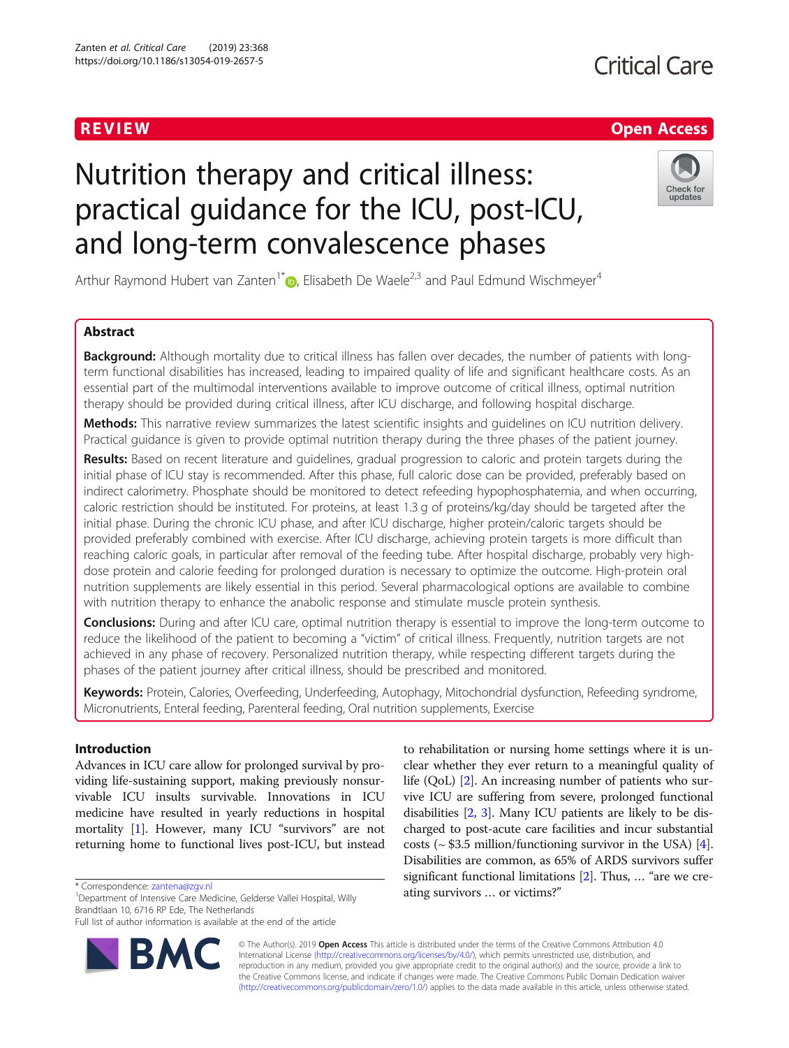REVIEW

Open Access

# Nutrition therapy and critical illness: practical guidance for the ICU, post-ICU, and long-term convalescence phases

Arthur Raymond Hubert van Zanten[1*], Elisabeth De Waele[2,3] and Paul Edmund Wischmeyer[4]

## Abstract

**Background:** Although mortality due to critical illness has fallen over decades, the number of patients with long-term functional disabilities has increased, leading to impaired quality of life and significant healthcare costs. As an essential part of the multimodal interventions available to improve outcome of critical illness, optimal nutrition therapy should be provided during critical illness, after ICU discharge, and following hospital discharge.

**Methods:** This narrative review summarizes the latest scientific insights and guidelines on ICU nutrition delivery. Practical guidance is given to provide optimal nutrition therapy during the three phases of the patient journey.

**Results:** Based on recent literature and guidelines, gradual progression to caloric and protein targets during the initial phase of ICU stay is recommended. After this phase, full caloric dose can be provided, preferably based on indirect calorimetry. Phosphate should be monitored to detect refeeding hypophosphatemia, and when occurring, caloric restriction should be instituted. For proteins, at least 1.3 g of proteins/kg/day should be targeted after the initial phase. During the chronic ICU phase, and after ICU discharge, higher protein/caloric targets should be provided preferably combined with exercise. After ICU discharge, achieving protein targets is more difficult than reaching caloric goals, in particular after removal of the feeding tube. After hospital discharge, probably very high-dose protein and calorie feeding for prolonged duration is necessary to optimize the outcome. High-protein oral nutrition supplements are likely essential in this period. Several pharmacological options are available to combine with nutrition therapy to enhance the anabolic response and stimulate muscle protein synthesis.

**Conclusions:** During and after ICU care, optimal nutrition therapy is essential to improve the long-term outcome to reduce the likelihood of the patient to becoming a "victim" of critical illness. Frequently, nutrition targets are not achieved in any phase of recovery. Personalized nutrition therapy, while respecting different targets during the phases of the patient journey after critical illness, should be prescribed and monitored.

**Keywords:** Protein, Calories, Overfeeding, Underfeeding, Autophagy, Mitochondrial dysfunction, Refeeding syndrome, Micronutrients, Enteral feeding, Parenteral feeding, Oral nutrition supplements, Exercise

## Introduction

Advances in ICU care allow for prolonged survival by providing life-sustaining support, making previously nonsurvivable ICU insults survivable. Innovations in ICU medicine have resulted in yearly reductions in hospital mortality [1]. However, many ICU "survivors" are not returning home to functional lives post-ICU, but instead to rehabilitation or nursing home settings where it is unclear whether they ever return to a meaningful quality of life (QoL) [2]. An increasing number of patients who survive ICU are suffering from severe, prolonged functional disabilities [2, 3]. Many ICU patients are likely to be discharged to post-acute care facilities and incur substantial costs (~ $3.5 million/functioning survivor in the USA) [4]. Disabilities are common, as 65% of ARDS survivors suffer significant functional limitations [2]. Thus, … "are we creating survivors … or victims?"

\* Correspondence: zantena@zgv.nl
[1]Department of Intensive Care Medicine, Gelderse Vallei Hospital, Willy Brandtlaan 10, 6716 RP Ede, The Netherlands
Full list of author information is available at the end of the article

© The Author(s). 2019 **Open Access** This article is distributed under the terms of the Creative Commons Attribution 4.0 International License (http://creativecommons.org/licenses/by/4.0/), which permits unrestricted use, distribution, and reproduction in any medium, provided you give appropriate credit to the original author(s) and the source, provide a link to the Creative Commons license, and indicate if changes were made. The Creative Commons Public Domain Dedication waiver (http://creativecommons.org/publicdomain/zero/1.0/) applies to the data made available in this article, unless otherwise stated.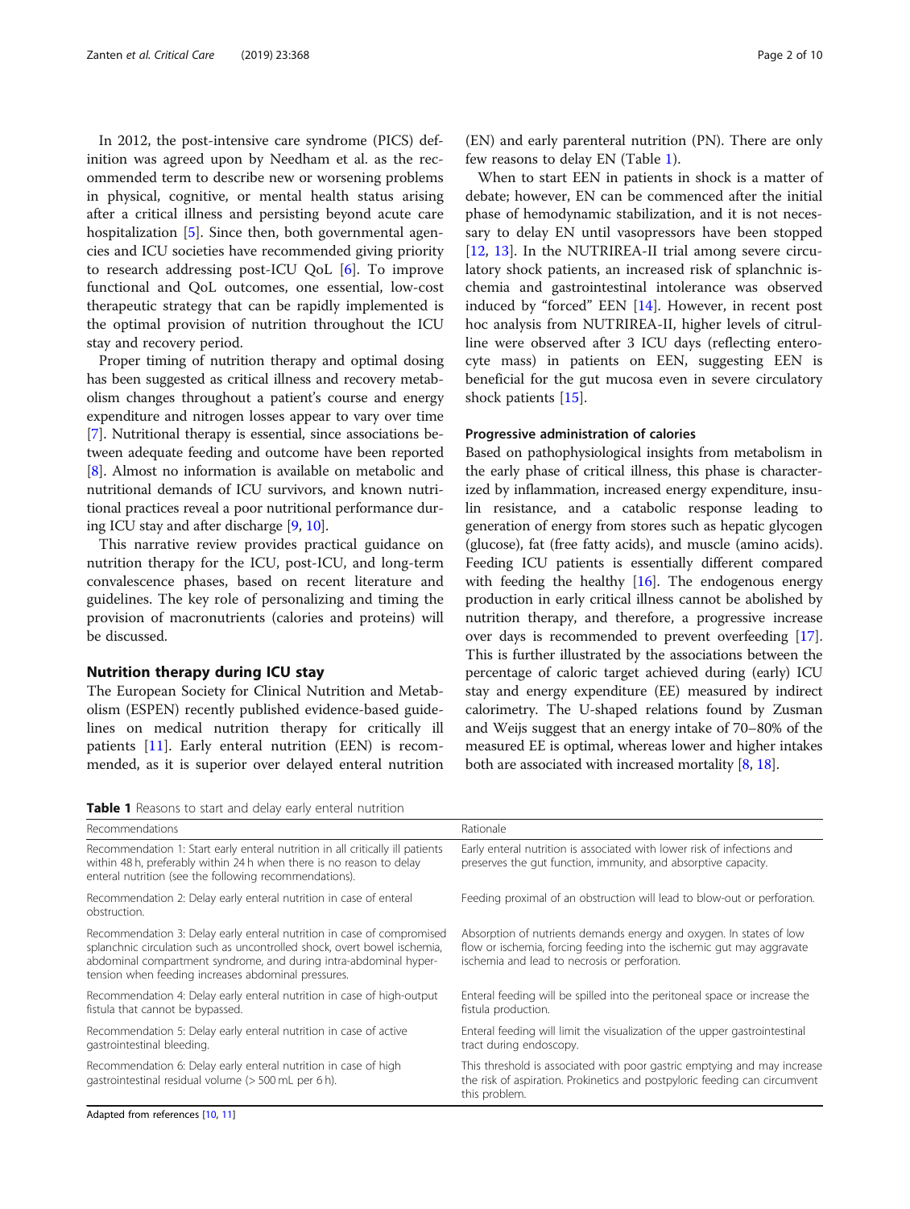In 2012, the post-intensive care syndrome (PICS) definition was agreed upon by Needham et al. as the recommended term to describe new or worsening problems in physical, cognitive, or mental health status arising after a critical illness and persisting beyond acute care hospitalization [5]. Since then, both governmental agencies and ICU societies have recommended giving priority to research addressing post-ICU QoL [6]. To improve functional and QoL outcomes, one essential, low-cost therapeutic strategy that can be rapidly implemented is the optimal provision of nutrition throughout the ICU stay and recovery period.

Proper timing of nutrition therapy and optimal dosing has been suggested as critical illness and recovery metabolism changes throughout a patient's course and energy expenditure and nitrogen losses appear to vary over time [7]. Nutritional therapy is essential, since associations between adequate feeding and outcome have been reported [8]. Almost no information is available on metabolic and nutritional demands of ICU survivors, and known nutritional practices reveal a poor nutritional performance during ICU stay and after discharge [9, 10].

This narrative review provides practical guidance on nutrition therapy for the ICU, post-ICU, and long-term convalescence phases, based on recent literature and guidelines. The key role of personalizing and timing the provision of macronutrients (calories and proteins) will be discussed.

## Nutrition therapy during ICU stay

The European Society for Clinical Nutrition and Metabolism (ESPEN) recently published evidence-based guidelines on medical nutrition therapy for critically ill patients [11]. Early enteral nutrition (EEN) is recommended, as it is superior over delayed enteral nutrition (EN) and early parenteral nutrition (PN). There are only few reasons to delay EN (Table 1).

When to start EEN in patients in shock is a matter of debate; however, EN can be commenced after the initial phase of hemodynamic stabilization, and it is not necessary to delay EN until vasopressors have been stopped [12, 13]. In the NUTRIREA-II trial among severe circulatory shock patients, an increased risk of splanchnic ischemia and gastrointestinal intolerance was observed induced by "forced" EEN [14]. However, in recent post hoc analysis from NUTRIREA-II, higher levels of citrulline were observed after 3 ICU days (reflecting enterocyte mass) in patients on EEN, suggesting EEN is beneficial for the gut mucosa even in severe circulatory shock patients [15].

### Progressive administration of calories

Based on pathophysiological insights from metabolism in the early phase of critical illness, this phase is characterized by inflammation, increased energy expenditure, insulin resistance, and a catabolic response leading to generation of energy from stores such as hepatic glycogen (glucose), fat (free fatty acids), and muscle (amino acids). Feeding ICU patients is essentially different compared with feeding the healthy [16]. The endogenous energy production in early critical illness cannot be abolished by nutrition therapy, and therefore, a progressive increase over days is recommended to prevent overfeeding [17]. This is further illustrated by the associations between the percentage of caloric target achieved during (early) ICU stay and energy expenditure (EE) measured by indirect calorimetry. The U-shaped relations found by Zusman and Weijs suggest that an energy intake of 70–80% of the measured EE is optimal, whereas lower and higher intakes both are associated with increased mortality [8, 18].

**Table 1** Reasons to start and delay early enteral nutrition

| Recommendations | Rationale |
|---|---|
| Recommendation 1: Start early enteral nutrition in all critically ill patients within 48 h, preferably within 24 h when there is no reason to delay enteral nutrition (see the following recommendations). | Early enteral nutrition is associated with lower risk of infections and preserves the gut function, immunity, and absorptive capacity. |
| Recommendation 2: Delay early enteral nutrition in case of enteral obstruction. | Feeding proximal of an obstruction will lead to blow-out or perforation. |
| Recommendation 3: Delay early enteral nutrition in case of compromised splanchnic circulation such as uncontrolled shock, overt bowel ischemia, abdominal compartment syndrome, and during intra-abdominal hypertension when feeding increases abdominal pressures. | Absorption of nutrients demands energy and oxygen. In states of low flow or ischemia, forcing feeding into the ischemic gut may aggravate ischemia and lead to necrosis or perforation. |
| Recommendation 4: Delay early enteral nutrition in case of high-output fistula that cannot be bypassed. | Enteral feeding will be spilled into the peritoneal space or increase the fistula production. |
| Recommendation 5: Delay early enteral nutrition in case of active gastrointestinal bleeding. | Enteral feeding will limit the visualization of the upper gastrointestinal tract during endoscopy. |
| Recommendation 6: Delay early enteral nutrition in case of high gastrointestinal residual volume (> 500 mL per 6 h). | This threshold is associated with poor gastric emptying and may increase the risk of aspiration. Prokinetics and postpyloric feeding can circumvent this problem. |

Adapted from references [10, 11]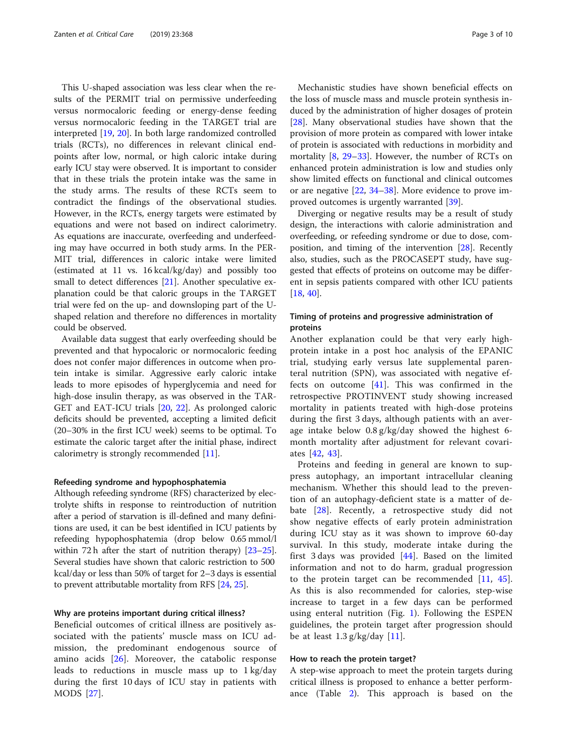This U-shaped association was less clear when the results of the PERMIT trial on permissive underfeeding versus normocaloric feeding or energy-dense feeding versus normocaloric feeding in the TARGET trial are interpreted [19, 20]. In both large randomized controlled trials (RCTs), no differences in relevant clinical endpoints after low, normal, or high caloric intake during early ICU stay were observed. It is important to consider that in these trials the protein intake was the same in the study arms. The results of these RCTs seem to contradict the findings of the observational studies. However, in the RCTs, energy targets were estimated by equations and were not based on indirect calorimetry. As equations are inaccurate, overfeeding and underfeeding may have occurred in both study arms. In the PERMIT trial, differences in caloric intake were limited (estimated at 11 vs. 16 kcal/kg/day) and possibly too small to detect differences [21]. Another speculative explanation could be that caloric groups in the TARGET trial were fed on the up- and downsloping part of the U-shaped relation and therefore no differences in mortality could be observed.

Available data suggest that early overfeeding should be prevented and that hypocaloric or normocaloric feeding does not confer major differences in outcome when protein intake is similar. Aggressive early caloric intake leads to more episodes of hyperglycemia and need for high-dose insulin therapy, as was observed in the TARGET and EAT-ICU trials [20, 22]. As prolonged caloric deficits should be prevented, accepting a limited deficit (20–30% in the first ICU week) seems to be optimal. To estimate the caloric target after the initial phase, indirect calorimetry is strongly recommended [11].

#### Refeeding syndrome and hypophosphatemia

Although refeeding syndrome (RFS) characterized by electrolyte shifts in response to reintroduction of nutrition after a period of starvation is ill-defined and many definitions are used, it can be best identified in ICU patients by refeeding hypophosphatemia (drop below 0.65 mmol/l within 72 h after the start of nutrition therapy) [23–25]. Several studies have shown that caloric restriction to 500 kcal/day or less than 50% of target for 2–3 days is essential to prevent attributable mortality from RFS [24, 25].

#### Why are proteins important during critical illness?

Beneficial outcomes of critical illness are positively associated with the patients' muscle mass on ICU admission, the predominant endogenous source of amino acids [26]. Moreover, the catabolic response leads to reductions in muscle mass up to 1 kg/day during the first 10 days of ICU stay in patients with MODS [27].

Mechanistic studies have shown beneficial effects on the loss of muscle mass and muscle protein synthesis induced by the administration of higher dosages of protein [28]. Many observational studies have shown that the provision of more protein as compared with lower intake of protein is associated with reductions in morbidity and mortality [8, 29–33]. However, the number of RCTs on enhanced protein administration is low and studies only show limited effects on functional and clinical outcomes or are negative [22, 34–38]. More evidence to prove improved outcomes is urgently warranted [39].

Diverging or negative results may be a result of study design, the interactions with calorie administration and overfeeding, or refeeding syndrome or due to dose, composition, and timing of the intervention [28]. Recently also, studies, such as the PROCASEPT study, have suggested that effects of proteins on outcome may be different in sepsis patients compared with other ICU patients [18, 40].

#### Timing of proteins and progressive administration of proteins

Another explanation could be that very early high-protein intake in a post hoc analysis of the EPANIC trial, studying early versus late supplemental parenteral nutrition (SPN), was associated with negative effects on outcome [41]. This was confirmed in the retrospective PROTINVENT study showing increased mortality in patients treated with high-dose proteins during the first 3 days, although patients with an average intake below 0.8 g/kg/day showed the highest 6-month mortality after adjustment for relevant covariates [42, 43].

Proteins and feeding in general are known to suppress autophagy, an important intracellular cleaning mechanism. Whether this should lead to the prevention of an autophagy-deficient state is a matter of debate [28]. Recently, a retrospective study did not show negative effects of early protein administration during ICU stay as it was shown to improve 60-day survival. In this study, moderate intake during the first 3 days was provided [44]. Based on the limited information and not to do harm, gradual progression to the protein target can be recommended [11, 45]. As this is also recommended for calories, step-wise increase to target in a few days can be performed using enteral nutrition (Fig. 1). Following the ESPEN guidelines, the protein target after progression should be at least 1.3 g/kg/day [11].

#### How to reach the protein target?

A step-wise approach to meet the protein targets during critical illness is proposed to enhance a better performance (Table 2). This approach is based on the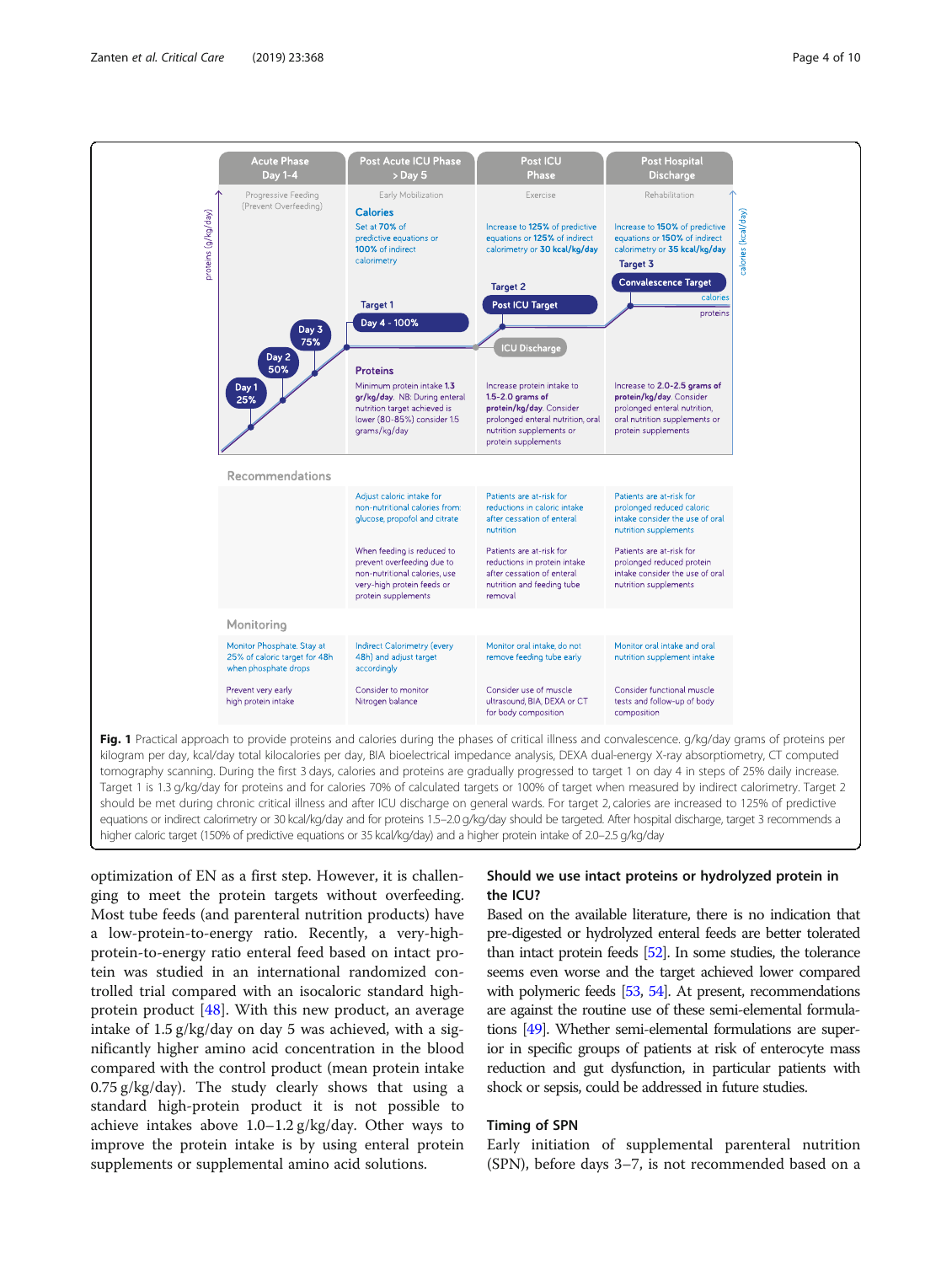| Acute Phase Day 1-4 | Post Acute ICU Phase > Day 5 | Post ICU Phase | Post Hospital Discharge |
|---|---|---|---|
| Progressive Feeding (Prevent Overfeeding) | Early Mobilization | Exercise | Rehabilitation |
| | **Calories** Set at **70%** of predictive equations or **100%** of indirect calorimetry | Increase to **125%** of predictive equations or **125%** of indirect calorimetry or **30 kcal/kg/day** | Increase to **150%** of predictive equations or **150%** of indirect calorimetry or **35 kcal/kg/day** |
| Day 1 25%; Day 2 50%; Day 3 75% | Target 1: Day 4 - 100% | Target 2: Post ICU Target; ICU Discharge | Target 3: Convalescence Target |
| | **Proteins** Minimum protein intake **1.3 gr/kg/day**. NB: During enteral nutrition target achieved is lower (80-85%) consider 1.5 grams/kg/day | Increase protein intake to **1.5-2.0 grams of protein/kg/day**. Consider prolonged enteral nutrition, oral nutrition supplements or protein supplements | Increase to **2.0-2.5 grams of protein/kg/day**. Consider prolonged enteral nutrition, oral nutrition supplements or protein supplements |
| **Recommendations** | | | |
| | Adjust caloric intake for non-nutritional calories from: glucose, propofol and citrate | Patients are at-risk for reductions in caloric intake after cessation of enteral nutrition | Patients are at-risk for prolonged reduced caloric intake consider the use of oral nutrition supplements |
| | When feeding is reduced to prevent overfeeding due to non-nutritional calories, use very-high protein feeds or protein supplements | Patients are at-risk for reductions in protein intake after cessation of enteral nutrition and feeding tube removal | Patients are at-risk for prolonged reduced protein intake consider the use of oral nutrition supplements |
| **Monitoring** | | | |
| Monitor Phosphate. Stay at 25% of caloric target for 48h when phosphate drops | Indirect Calorimetry (every 48h) and adjust target accordingly | Monitor oral intake, do not remove feeding tube early | Monitor oral intake and oral nutrition supplement intake |
| Prevent very early high protein intake | Consider to monitor Nitrogen balance | Consider use of muscle ultrasound, BIA, DEXA or CT for body composition | Consider functional muscle tests and follow-up of body composition |

**Fig. 1** Practical approach to provide proteins and calories during the phases of critical illness and convalescence. g/kg/day grams of proteins per kilogram per day, kcal/day total kilocalories per day, BIA bioelectrical impedance analysis, DEXA dual-energy X-ray absorptiometry, CT computed tomography scanning. During the first 3 days, calories and proteins are gradually progressed to target 1 on day 4 in steps of 25% daily increase. Target 1 is 1.3 g/kg/day for proteins and for calories 70% of calculated targets or 100% of target when measured by indirect calorimetry. Target 2 should be met during chronic critical illness and after ICU discharge on general wards. For target 2, calories are increased to 125% of predictive equations or indirect calorimetry or 30 kcal/kg/day and for proteins 1.5–2.0 g/kg/day should be targeted. After hospital discharge, target 3 recommends a higher caloric target (150% of predictive equations or 35 kcal/kg/day) and a higher protein intake of 2.0–2.5 g/kg/day

optimization of EN as a first step. However, it is challenging to meet the protein targets without overfeeding. Most tube feeds (and parenteral nutrition products) have a low-protein-to-energy ratio. Recently, a very-high-protein-to-energy ratio enteral feed based on intact protein was studied in an international randomized controlled trial compared with an isocaloric standard high-protein product [48]. With this new product, an average intake of 1.5 g/kg/day on day 5 was achieved, with a significantly higher amino acid concentration in the blood compared with the control product (mean protein intake 0.75 g/kg/day). The study clearly shows that using a standard high-protein product it is not possible to achieve intakes above 1.0–1.2 g/kg/day. Other ways to improve the protein intake is by using enteral protein supplements or supplemental amino acid solutions.

## Should we use intact proteins or hydrolyzed protein in the ICU?

Based on the available literature, there is no indication that pre-digested or hydrolyzed enteral feeds are better tolerated than intact protein feeds [52]. In some studies, the tolerance seems even worse and the target achieved lower compared with polymeric feeds [53, 54]. At present, recommendations are against the routine use of these semi-elemental formulations [49]. Whether semi-elemental formulations are superior in specific groups of patients at risk of enterocyte mass reduction and gut dysfunction, in particular patients with shock or sepsis, could be addressed in future studies.

## Timing of SPN

Early initiation of supplemental parenteral nutrition (SPN), before days 3–7, is not recommended based on a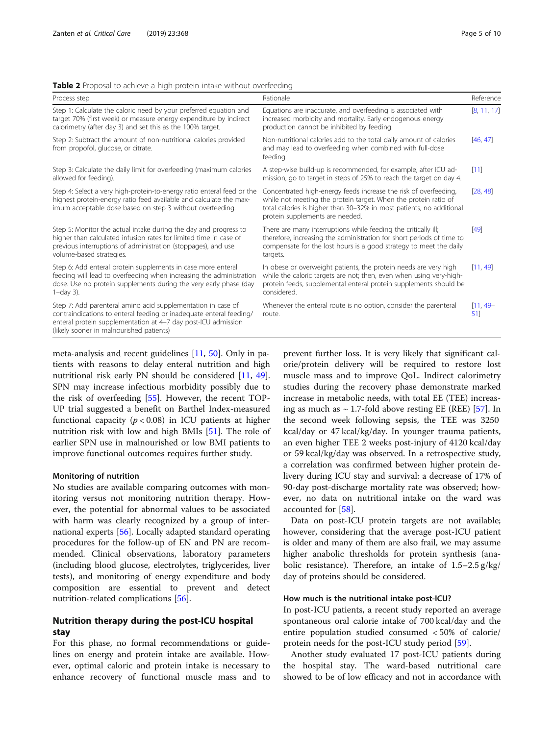**Table 2** Proposal to achieve a high-protein intake without overfeeding

| Process step | Rationale | Reference |
| --- | --- | --- |
| Step 1: Calculate the caloric need by your preferred equation and target 70% (first week) or measure energy expenditure by indirect calorimetry (after day 3) and set this as the 100% target. | Equations are inaccurate, and overfeeding is associated with increased morbidity and mortality. Early endogenous energy production cannot be inhibited by feeding. | [8, 11, 17] |
| Step 2: Subtract the amount of non-nutritional calories provided from propofol, glucose, or citrate. | Non-nutritional calories add to the total daily amount of calories and may lead to overfeeding when combined with full-dose feeding. | [46, 47] |
| Step 3: Calculate the daily limit for overfeeding (maximum calories allowed for feeding). | A step-wise build-up is recommended, for example, after ICU admission, go to target in steps of 25% to reach the target on day 4. | [11] |
| Step 4: Select a very high-protein-to-energy ratio enteral feed or the highest protein-energy ratio feed available and calculate the maximum acceptable dose based on step 3 without overfeeding. | Concentrated high-energy feeds increase the risk of overfeeding, while not meeting the protein target. When the protein ratio of total calories is higher than 30–32% in most patients, no additional protein supplements are needed. | [28, 48] |
| Step 5: Monitor the actual intake during the day and progress to higher than calculated infusion rates for limited time in case of previous interruptions of administration (stoppages), and use volume-based strategies. | There are many interruptions while feeding the critically ill; therefore, increasing the administration for short periods of time to compensate for the lost hours is a good strategy to meet the daily targets. | [49] |
| Step 6: Add enteral protein supplements in case more enteral feeding will lead to overfeeding when increasing the administration dose. Use no protein supplements during the very early phase (day 1–day 3). | In obese or overweight patients, the protein needs are very high while the caloric targets are not; then, even when using very-high-protein feeds, supplemental enteral protein supplements should be considered. | [11, 49] |
| Step 7: Add parenteral amino acid supplementation in case of contraindications to enteral feeding or inadequate enteral feeding/enteral protein supplementation at 4–7 day post-ICU admission (likely sooner in malnourished patients) | Whenever the enteral route is no option, consider the parenteral route. | [11, 49–51] |

meta-analysis and recent guidelines [11, 50]. Only in patients with reasons to delay enteral nutrition and high nutritional risk early PN should be considered [11, 49]. SPN may increase infectious morbidity possibly due to the risk of overfeeding [55]. However, the recent TOP-UP trial suggested a benefit on Barthel Index-measured functional capacity ($p < 0.08$) in ICU patients at higher nutrition risk with low and high BMIs [51]. The role of earlier SPN use in malnourished or low BMI patients to improve functional outcomes requires further study.

#### Monitoring of nutrition

No studies are available comparing outcomes with monitoring versus not monitoring nutrition therapy. However, the potential for abnormal values to be associated with harm was clearly recognized by a group of international experts [56]. Locally adapted standard operating procedures for the follow-up of EN and PN are recommended. Clinical observations, laboratory parameters (including blood glucose, electrolytes, triglycerides, liver tests), and monitoring of energy expenditure and body composition are essential to prevent and detect nutrition-related complications [56].

## Nutrition therapy during the post-ICU hospital stay

For this phase, no formal recommendations or guidelines on energy and protein intake are available. However, optimal caloric and protein intake is necessary to enhance recovery of functional muscle mass and to prevent further loss. It is very likely that significant calorie/protein delivery will be required to restore lost muscle mass and to improve QoL. Indirect calorimetry studies during the recovery phase demonstrate marked increase in metabolic needs, with total EE (TEE) increasing as much as ~ 1.7-fold above resting EE (REE) [57]. In the second week following sepsis, the TEE was 3250 kcal/day or 47 kcal/kg/day. In younger trauma patients, an even higher TEE 2 weeks post-injury of 4120 kcal/day or 59 kcal/kg/day was observed. In a retrospective study, a correlation was confirmed between higher protein delivery during ICU stay and survival: a decrease of 17% of 90-day post-discharge mortality rate was observed; however, no data on nutritional intake on the ward was accounted for [58].

Data on post-ICU protein targets are not available; however, considering that the average post-ICU patient is older and many of them are also frail, we may assume higher anabolic thresholds for protein synthesis (anabolic resistance). Therefore, an intake of 1.5–2.5 g/kg/day of proteins should be considered.

#### How much is the nutritional intake post-ICU?

In post-ICU patients, a recent study reported an average spontaneous oral calorie intake of 700 kcal/day and the entire population studied consumed < 50% of calorie/protein needs for the post-ICU study period [59].

Another study evaluated 17 post-ICU patients during the hospital stay. The ward-based nutritional care showed to be of low efficacy and not in accordance with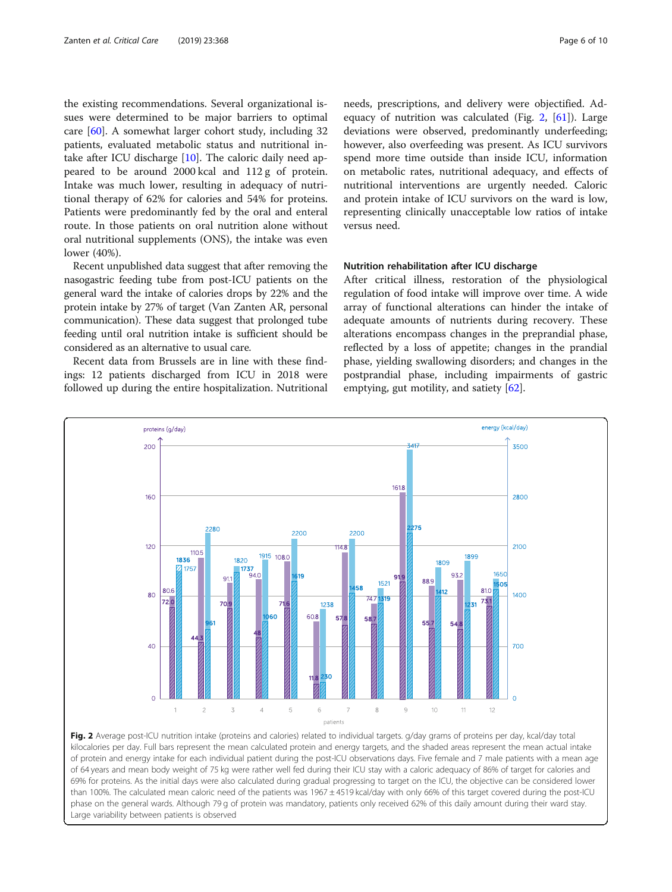the existing recommendations. Several organizational issues were determined to be major barriers to optimal care [60]. A somewhat larger cohort study, including 32 patients, evaluated metabolic status and nutritional intake after ICU discharge [10]. The caloric daily need appeared to be around 2000 kcal and 112 g of protein. Intake was much lower, resulting in adequacy of nutritional therapy of 62% for calories and 54% for proteins. Patients were predominantly fed by the oral and enteral route. In those patients on oral nutrition alone without oral nutritional supplements (ONS), the intake was even lower (40%).

Recent unpublished data suggest that after removing the nasogastric feeding tube from post-ICU patients on the general ward the intake of calories drops by 22% and the protein intake by 27% of target (Van Zanten AR, personal communication). These data suggest that prolonged tube feeding until oral nutrition intake is sufficient should be considered as an alternative to usual care.

Recent data from Brussels are in line with these findings: 12 patients discharged from ICU in 2018 were followed up during the entire hospitalization. Nutritional needs, prescriptions, and delivery were objectified. Adequacy of nutrition was calculated (Fig. 2, [61]). Large deviations were observed, predominantly underfeeding; however, also overfeeding was present. As ICU survivors spend more time outside than inside ICU, information on metabolic rates, nutritional adequacy, and effects of nutritional interventions are urgently needed. Caloric and protein intake of ICU survivors on the ward is low, representing clinically unacceptable low ratios of intake versus need.

## Nutrition rehabilitation after ICU discharge

After critical illness, restoration of the physiological regulation of food intake will improve over time. A wide array of functional alterations can hinder the intake of adequate amounts of nutrients during recovery. These alterations encompass changes in the preprandial phase, reflected by a loss of appetite; changes in the prandial phase, yielding swallowing disorders; and changes in the postprandial phase, including impairments of gastric emptying, gut motility, and satiety [62].

**Fig. 2** Average post-ICU nutrition intake (proteins and calories) related to individual targets. g/day grams of proteins per day, kcal/day total kilocalories per day. Full bars represent the mean calculated protein and energy targets, and the shaded areas represent the mean actual intake of protein and energy intake for each individual patient during the post-ICU observations days. Five female and 7 male patients with a mean age of 64 years and mean body weight of 75 kg were rather well fed during their ICU stay with a caloric adequacy of 86% of target for calories and 69% for proteins. As the initial days were also calculated during gradual progressing to target on the ICU, the objective can be considered lower than 100%. The calculated mean caloric need of the patients was 1967 ± 4519 kcal/day with only 66% of this target covered during the post-ICU phase on the general wards. Although 79 g of protein was mandatory, patients only received 62% of this daily amount during their ward stay. Large variability between patients is observed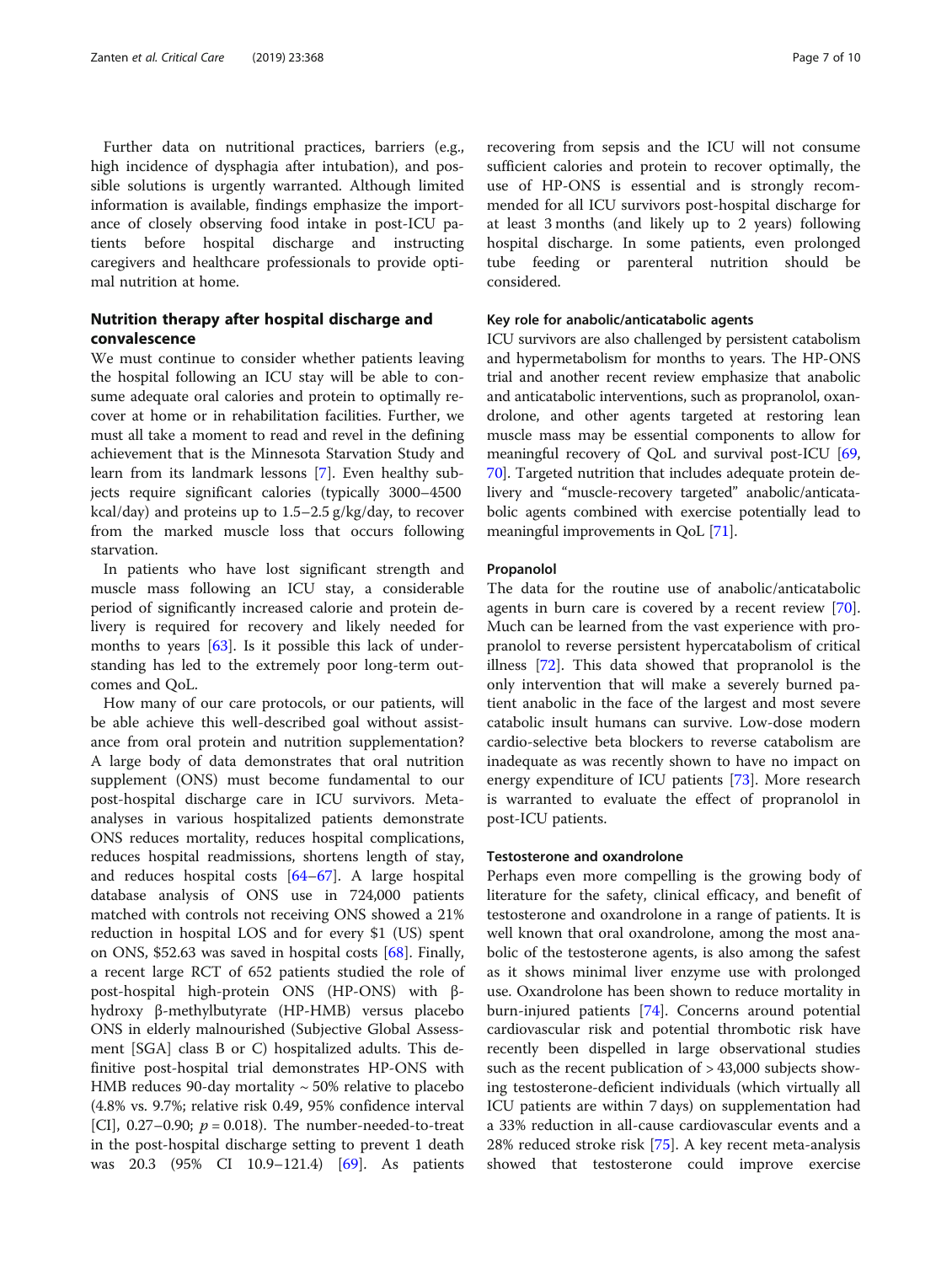Further data on nutritional practices, barriers (e.g., high incidence of dysphagia after intubation), and possible solutions is urgently warranted. Although limited information is available, findings emphasize the importance of closely observing food intake in post-ICU patients before hospital discharge and instructing caregivers and healthcare professionals to provide optimal nutrition at home.

## Nutrition therapy after hospital discharge and convalescence

We must continue to consider whether patients leaving the hospital following an ICU stay will be able to consume adequate oral calories and protein to optimally recover at home or in rehabilitation facilities. Further, we must all take a moment to read and revel in the defining achievement that is the Minnesota Starvation Study and learn from its landmark lessons [7]. Even healthy subjects require significant calories (typically 3000–4500 kcal/day) and proteins up to 1.5–2.5 g/kg/day, to recover from the marked muscle loss that occurs following starvation.

In patients who have lost significant strength and muscle mass following an ICU stay, a considerable period of significantly increased calorie and protein delivery is required for recovery and likely needed for months to years [63]. Is it possible this lack of understanding has led to the extremely poor long-term outcomes and QoL.

How many of our care protocols, or our patients, will be able achieve this well-described goal without assistance from oral protein and nutrition supplementation? A large body of data demonstrates that oral nutrition supplement (ONS) must become fundamental to our post-hospital discharge care in ICU survivors. Meta-analyses in various hospitalized patients demonstrate ONS reduces mortality, reduces hospital complications, reduces hospital readmissions, shortens length of stay, and reduces hospital costs [64–67]. A large hospital database analysis of ONS use in 724,000 patients matched with controls not receiving ONS showed a 21% reduction in hospital LOS and for every $1 (US) spent on ONS, $52.63 was saved in hospital costs [68]. Finally, a recent large RCT of 652 patients studied the role of post-hospital high-protein ONS (HP-ONS) with β-hydroxy β-methylbutyrate (HP-HMB) versus placebo ONS in elderly malnourished (Subjective Global Assessment [SGA] class B or C) hospitalized adults. This definitive post-hospital trial demonstrates HP-ONS with HMB reduces 90-day mortality ~ 50% relative to placebo (4.8% vs. 9.7%; relative risk 0.49, 95% confidence interval [CI], 0.27–0.90; $p = 0.018$). The number-needed-to-treat in the post-hospital discharge setting to prevent 1 death was 20.3 (95% CI 10.9–121.4) [69]. As patients recovering from sepsis and the ICU will not consume sufficient calories and protein to recover optimally, the use of HP-ONS is essential and is strongly recommended for all ICU survivors post-hospital discharge for at least 3 months (and likely up to 2 years) following hospital discharge. In some patients, even prolonged tube feeding or parenteral nutrition should be considered.

### Key role for anabolic/anticatabolic agents

ICU survivors are also challenged by persistent catabolism and hypermetabolism for months to years. The HP-ONS trial and another recent review emphasize that anabolic and anticatabolic interventions, such as propranolol, oxandrolone, and other agents targeted at restoring lean muscle mass may be essential components to allow for meaningful recovery of QoL and survival post-ICU [69, 70]. Targeted nutrition that includes adequate protein delivery and "muscle-recovery targeted" anabolic/anticatabolic agents combined with exercise potentially lead to meaningful improvements in QoL [71].

### Propanolol

The data for the routine use of anabolic/anticatabolic agents in burn care is covered by a recent review [70]. Much can be learned from the vast experience with propranolol to reverse persistent hypercatabolism of critical illness [72]. This data showed that propranolol is the only intervention that will make a severely burned patient anabolic in the face of the largest and most severe catabolic insult humans can survive. Low-dose modern cardio-selective beta blockers to reverse catabolism are inadequate as was recently shown to have no impact on energy expenditure of ICU patients [73]. More research is warranted to evaluate the effect of propranolol in post-ICU patients.

### Testosterone and oxandrolone

Perhaps even more compelling is the growing body of literature for the safety, clinical efficacy, and benefit of testosterone and oxandrolone in a range of patients. It is well known that oral oxandrolone, among the most anabolic of the testosterone agents, is also among the safest as it shows minimal liver enzyme use with prolonged use. Oxandrolone has been shown to reduce mortality in burn-injured patients [74]. Concerns around potential cardiovascular risk and potential thrombotic risk have recently been dispelled in large observational studies such as the recent publication of > 43,000 subjects showing testosterone-deficient individuals (which virtually all ICU patients are within 7 days) on supplementation had a 33% reduction in all-cause cardiovascular events and a 28% reduced stroke risk [75]. A key recent meta-analysis showed that testosterone could improve exercise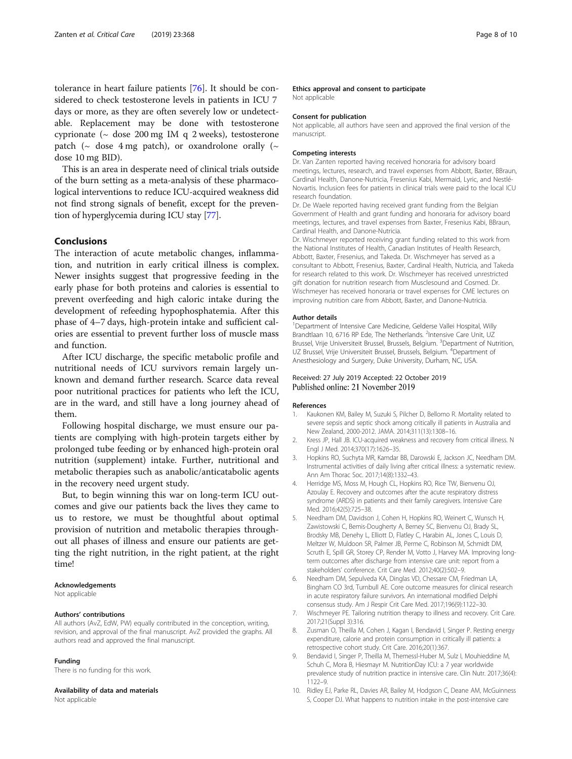tolerance in heart failure patients [76]. It should be considered to check testosterone levels in patients in ICU 7 days or more, as they are often severely low or undetectable. Replacement may be done with testosterone cyprionate (~ dose 200 mg IM q 2 weeks), testosterone patch (~ dose 4 mg patch), or oxandrolone orally (~ dose 10 mg BID).

This is an area in desperate need of clinical trials outside of the burn setting as a meta-analysis of these pharmacological interventions to reduce ICU-acquired weakness did not find strong signals of benefit, except for the prevention of hyperglycemia during ICU stay [77].

## Conclusions

The interaction of acute metabolic changes, inflammation, and nutrition in early critical illness is complex. Newer insights suggest that progressive feeding in the early phase for both proteins and calories is essential to prevent overfeeding and high caloric intake during the development of refeeding hypophosphatemia. After this phase of 4–7 days, high-protein intake and sufficient calories are essential to prevent further loss of muscle mass and function.

After ICU discharge, the specific metabolic profile and nutritional needs of ICU survivors remain largely unknown and demand further research. Scarce data reveal poor nutritional practices for patients who left the ICU, are in the ward, and still have a long journey ahead of them.

Following hospital discharge, we must ensure our patients are complying with high-protein targets either by prolonged tube feeding or by enhanced high-protein oral nutrition (supplement) intake. Further, nutritional and metabolic therapies such as anabolic/anticatabolic agents in the recovery need urgent study.

But, to begin winning this war on long-term ICU outcomes and give our patients back the lives they came to us to restore, we must be thoughtful about optimal provision of nutrition and metabolic therapies throughout all phases of illness and ensure our patients are getting the right nutrition, in the right patient, at the right time!

#### Acknowledgements

Not applicable

#### Authors' contributions

All authors (AvZ, EdW, PW) equally contributed in the conception, writing, revision, and approval of the final manuscript. AvZ provided the graphs. All authors read and approved the final manuscript.

#### Funding

There is no funding for this work.

#### Availability of data and materials

Not applicable

#### Ethics approval and consent to participate

Not applicable

#### Consent for publication

Not applicable, all authors have seen and approved the final version of the manuscript.

#### Competing interests

Dr. Van Zanten reported having received honoraria for advisory board meetings, lectures, research, and travel expenses from Abbott, Baxter, BBraun, Cardinal Health, Danone-Nutricia, Fresenius Kabi, Mermaid, Lyric, and Nestlé-Novartis. Inclusion fees for patients in clinical trials were paid to the local ICU research foundation.

Dr. De Waele reported having received grant funding from the Belgian Government of Health and grant funding and honoraria for advisory board meetings, lectures, and travel expenses from Baxter, Fresenius Kabi, BBraun, Cardinal Health, and Danone-Nutricia.

Dr. Wischmeyer reported receiving grant funding related to this work from the National Institutes of Health, Canadian Institutes of Health Research, Abbott, Baxter, Fresenius, and Takeda. Dr. Wischmeyer has served as a consultant to Abbott, Fresenius, Baxter, Cardinal Health, Nutricia, and Takeda for research related to this work. Dr. Wischmeyer has received unrestricted gift donation for nutrition research from Musclesound and Cosmed. Dr. Wischmeyer has received honoraria or travel expenses for CME lectures on improving nutrition care from Abbott, Baxter, and Danone-Nutricia.

#### Author details

[1]Department of Intensive Care Medicine, Gelderse Vallei Hospital, Willy Brandtlaan 10, 6716 RP Ede, The Netherlands. [2]Intensive Care Unit, UZ Brussel, Vrije Universiteit Brussel, Brussels, Belgium. [3]Department of Nutrition, UZ Brussel, Vrije Universiteit Brussel, Brussels, Belgium. [4]Department of Anesthesiology and Surgery, Duke University, Durham, NC, USA.

Received: 27 July 2019 Accepted: 22 October 2019
Published online: 21 November 2019

#### References

1. Kaukonen KM, Bailey M, Suzuki S, Pilcher D, Bellomo R. Mortality related to severe sepsis and septic shock among critically ill patients in Australia and New Zealand, 2000-2012. JAMA. 2014;311(13):1308–16.
2. Kress JP, Hall JB. ICU-acquired weakness and recovery from critical illness. N Engl J Med. 2014;370(17):1626–35.
3. Hopkins RO, Suchyta MR, Kamdar BB, Darowski E, Jackson JC, Needham DM. Instrumental activities of daily living after critical illness: a systematic review. Ann Am Thorac Soc. 2017;14(8):1332–43.
4. Herridge MS, Moss M, Hough CL, Hopkins RO, Rice TW, Bienvenu OJ, Azoulay E. Recovery and outcomes after the acute respiratory distress syndrome (ARDS) in patients and their family caregivers. Intensive Care Med. 2016;42(5):725–38.
5. Needham DM, Davidson J, Cohen H, Hopkins RO, Weinert C, Wunsch H, Zawistowski C, Bemis-Dougherty A, Berney SC, Bienvenu OJ, Brady SL, Brodsky MB, Denehy L, Elliott D, Flatley C, Harabin AL, Jones C, Louis D, Meltzer W, Muldoon SR, Palmer JB, Perme C, Robinson M, Schmidt DM, Scruth E, Spill GR, Storey CP, Render M, Votto J, Harvey MA. Improving long-term outcomes after discharge from intensive care unit: report from a stakeholders' conference. Crit Care Med. 2012;40(2):502–9.
6. Needham DM, Sepulveda KA, Dinglas VD, Chessare CM, Friedman LA, Bingham CO 3rd, Turnbull AE. Core outcome measures for clinical research in acute respiratory failure survivors. An international modified Delphi consensus study. Am J Respir Crit Care Med. 2017;196(9):1122–30.
7. Wischmeyer PE. Tailoring nutrition therapy to illness and recovery. Crit Care. 2017;21(Suppl 3):316.
8. Zusman O, Theilla M, Cohen J, Kagan I, Bendavid I, Singer P. Resting energy expenditure, calorie and protein consumption in critically ill patients: a retrospective cohort study. Crit Care. 2016;20(1):367.
9. Bendavid I, Singer P, Theilla M, Themessl-Huber M, Sulz I, Mouhieddine M, Schuh C, Mora B, Hiesmayr M. NutritionDay ICU: a 7 year worldwide prevalence study of nutrition practice in intensive care. Clin Nutr. 2017;36(4): 1122–9.
10. Ridley EJ, Parke RL, Davies AR, Bailey M, Hodgson C, Deane AM, McGuinness S, Cooper DJ. What happens to nutrition intake in the post-intensive care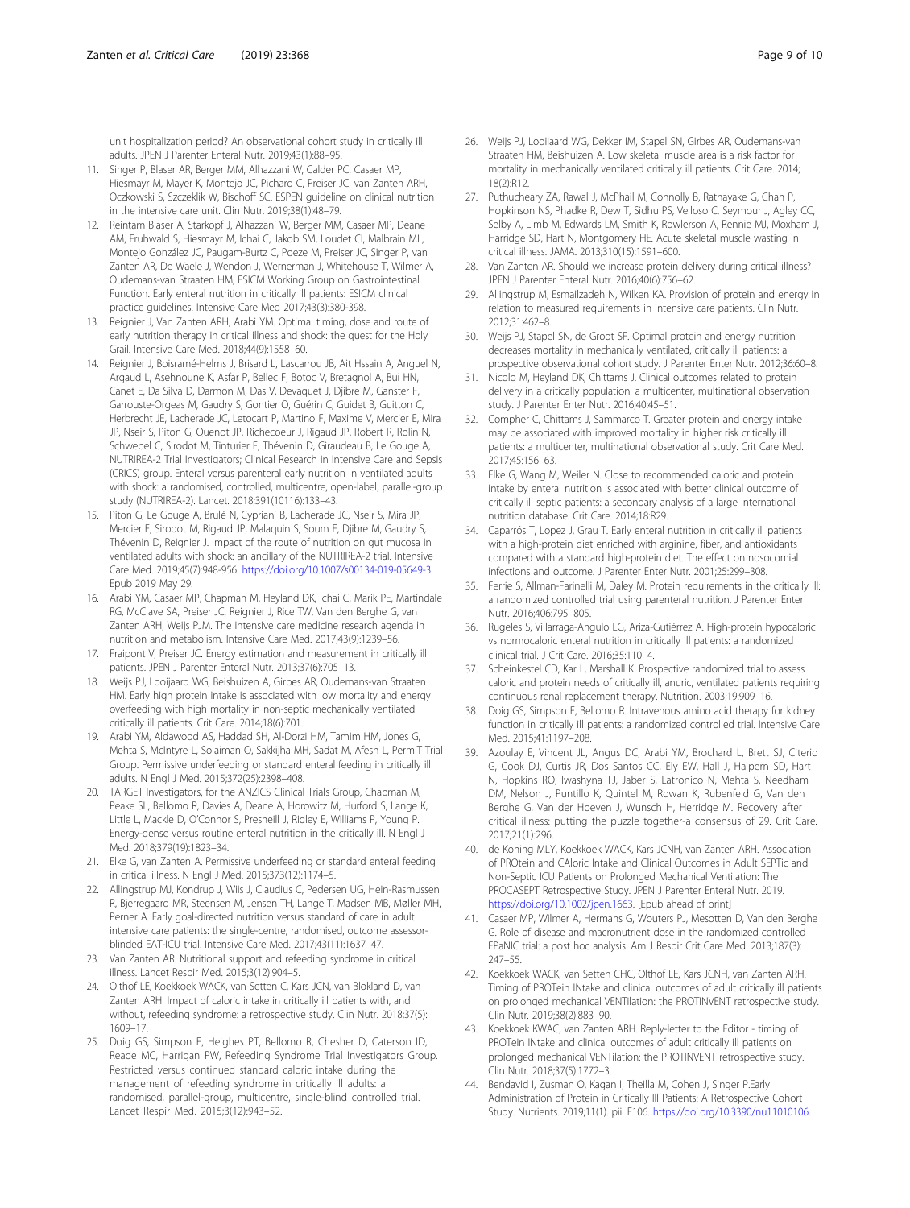unit hospitalization period? An observational cohort study in critically ill adults. JPEN J Parenter Enteral Nutr. 2019;43(1):88–95.

11. Singer P, Blaser AR, Berger MM, Alhazzani W, Calder PC, Casaer MP, Hiesmayr M, Mayer K, Montejo JC, Pichard C, Preiser JC, van Zanten ARH, Oczkowski S, Szczeklik W, Bischoff SC. ESPEN guideline on clinical nutrition in the intensive care unit. Clin Nutr. 2019;38(1):48–79.
12. Reintam Blaser A, Starkopf J, Alhazzani W, Berger MM, Casaer MP, Deane AM, Fruhwald S, Hiesmayr M, Ichai C, Jakob SM, Loudet CI, Malbrain ML, Montejo González JC, Paugam-Burtz C, Poeze M, Preiser JC, Singer P, van Zanten AR, De Waele J, Wendon J, Wernerman J, Whitehouse T, Wilmer A, Oudemans-van Straaten HM; ESICM Working Group on Gastrointestinal Function. Early enteral nutrition in critically ill patients: ESICM clinical practice guidelines. Intensive Care Med 2017;43(3):380-398.
13. Reignier J, Van Zanten ARH, Arabi YM. Optimal timing, dose and route of early nutrition therapy in critical illness and shock: the quest for the Holy Grail. Intensive Care Med. 2018;44(9):1558–60.
14. Reignier J, Boisramé-Helms J, Brisard L, Lascarrou JB, Ait Hssain A, Anguel N, Argaud L, Asehnoune K, Asfar P, Bellec F, Botoc V, Bretagnol A, Bui HN, Canet E, Da Silva D, Darmon M, Das V, Devaquet J, Djibre M, Ganster F, Garrouste-Orgeas M, Gaudry S, Gontier O, Guérin C, Guidet B, Guitton C, Herbrecht JE, Lacherade JC, Letocart P, Martino F, Maxime V, Mercier E, Mira JP, Nseir S, Piton G, Quenot JP, Richecoeur J, Rigaud JP, Robert R, Rolin N, Schwebel C, Sirodot M, Tinturier F, Thévenin D, Giraudeau B, Le Gouge A, NUTRIREA-2 Trial Investigators; Clinical Research in Intensive Care and Sepsis (CRICS) group. Enteral versus parenteral early nutrition in ventilated adults with shock: a randomised, controlled, multicentre, open-label, parallel-group study (NUTRIREA-2). Lancet. 2018;391(10116):133–43.
15. Piton G, Le Gouge A, Brulé N, Cypriani B, Lacherade JC, Nseir S, Mira JP, Mercier E, Sirodot M, Rigaud JP, Malaquin S, Soum E, Djibre M, Gaudry S, Thévenin D, Reignier J. Impact of the route of nutrition on gut mucosa in ventilated adults with shock: an ancillary of the NUTRIREA-2 trial. Intensive Care Med. 2019;45(7):948-956. https://doi.org/10.1007/s00134-019-05649-3. Epub 2019 May 29.
16. Arabi YM, Casaer MP, Chapman M, Heyland DK, Ichai C, Marik PE, Martindale RG, McClave SA, Preiser JC, Reignier J, Rice TW, Van den Berghe G, van Zanten ARH, Weijs PJM. The intensive care medicine research agenda in nutrition and metabolism. Intensive Care Med. 2017;43(9):1239–56.
17. Fraipont V, Preiser JC. Energy estimation and measurement in critically ill patients. JPEN J Parenter Enteral Nutr. 2013;37(6):705–13.
18. Weijs PJ, Looijaard WG, Beishuizen A, Girbes AR, Oudemans-van Straaten HM. Early high protein intake is associated with low mortality and energy overfeeding with high mortality in non-septic mechanically ventilated critically ill patients. Crit Care. 2014;18(6):701.
19. Arabi YM, Aldawood AS, Haddad SH, Al-Dorzi HM, Tamim HM, Jones G, Mehta S, McIntyre L, Solaiman O, Sakkijha MH, Sadat M, Afesh L, PermiT Trial Group. Permissive underfeeding or standard enteral feeding in critically ill adults. N Engl J Med. 2015;372(25):2398–408.
20. TARGET Investigators, for the ANZICS Clinical Trials Group, Chapman M, Peake SL, Bellomo R, Davies A, Deane A, Horowitz M, Hurford S, Lange K, Little L, Mackle D, O'Connor S, Presneill J, Ridley E, Williams P, Young P. Energy-dense versus routine enteral nutrition in the critically ill. N Engl J Med. 2018;379(19):1823–34.
21. Elke G, van Zanten A. Permissive underfeeding or standard enteral feeding in critical illness. N Engl J Med. 2015;373(12):1174–5.
22. Allingstrup MJ, Kondrup J, Wiis J, Claudius C, Pedersen UG, Hein-Rasmussen R, Bjerregaard MR, Steensen M, Jensen TH, Lange T, Madsen MB, Møller MH, Perner A. Early goal-directed nutrition versus standard of care in adult intensive care patients: the single-centre, randomised, outcome assessor-blinded EAT-ICU trial. Intensive Care Med. 2017;43(11):1637–47.
23. Van Zanten AR. Nutritional support and refeeding syndrome in critical illness. Lancet Respir Med. 2015;3(12):904–5.
24. Olthof LE, Koekkoek WACK, van Setten C, Kars JCN, van Blokland D, van Zanten ARH. Impact of caloric intake in critically ill patients with, and without, refeeding syndrome: a retrospective study. Clin Nutr. 2018;37(5):1609–17.
25. Doig GS, Simpson F, Heighes PT, Bellomo R, Chesher D, Caterson ID, Reade MC, Harrigan PW, Refeeding Syndrome Trial Investigators Group. Restricted versus continued standard caloric intake during the management of refeeding syndrome in critically ill adults: a randomised, parallel-group, multicentre, single-blind controlled trial. Lancet Respir Med. 2015;3(12):943–52.
26. Weijs PJ, Looijaard WG, Dekker IM, Stapel SN, Girbes AR, Oudemans-van Straaten HM, Beishuizen A. Low skeletal muscle area is a risk factor for mortality in mechanically ventilated critically ill patients. Crit Care. 2014;18(2):R12.
27. Puthucheary ZA, Rawal J, McPhail M, Connolly B, Ratnayake G, Chan P, Hopkinson NS, Phadke R, Dew T, Sidhu PS, Velloso C, Seymour J, Agley CC, Selby A, Limb M, Edwards LM, Smith K, Rowlerson A, Rennie MJ, Moxham J, Harridge SD, Hart N, Montgomery HE. Acute skeletal muscle wasting in critical illness. JAMA. 2013;310(15):1591–600.
28. Van Zanten AR. Should we increase protein delivery during critical illness? JPEN J Parenter Enteral Nutr. 2016;40(6):756–62.
29. Allingstrup M, Esmailzadeh N, Wilken KA. Provision of protein and energy in relation to measured requirements in intensive care patients. Clin Nutr. 2012;31:462–8.
30. Weijs PJ, Stapel SN, de Groot SF. Optimal protein and energy nutrition decreases mortality in mechanically ventilated, critically ill patients: a prospective observational cohort study. J Parenter Enter Nutr. 2012;36:60–8.
31. Nicolo M, Heyland DK, Chittams J. Clinical outcomes related to protein delivery in a critically ill population: a multicenter, multinational observation study. J Parenter Enter Nutr. 2016;40:45–51.
32. Compher C, Chittams J, Sammarco T. Greater protein and energy intake may be associated with improved mortality in higher risk critically ill patients: a multicenter, multinational observational study. Crit Care Med. 2017;45:156–63.
33. Elke G, Wang M, Weiler N. Close to recommended caloric and protein intake by enteral nutrition is associated with better clinical outcome of critically ill septic patients: a secondary analysis of a large international nutrition database. Crit Care. 2014;18:R29.
34. Caparrós T, Lopez J, Grau T. Early enteral nutrition in critically ill patients with a high-protein diet enriched with arginine, fiber, and antioxidants compared with a standard high-protein diet. The effect on nosocomial infections and outcome. J Parenter Enter Nutr. 2001;25:299–308.
35. Ferrie S, Allman-Farinelli M, Daley M. Protein requirements in the critically ill: a randomized controlled trial using parenteral nutrition. J Parenter Enter Nutr. 2016;406:795–805.
36. Rugeles S, Villarraga-Angulo LG, Ariza-Gutiérrez A. High-protein hypocaloric vs normocaloric enteral nutrition in critically ill patients: a randomized clinical trial. J Crit Care. 2016;35:110–4.
37. Scheinkestel CD, Kar L, Marshall K. Prospective randomized trial to assess caloric and protein needs of critically ill, anuric, ventilated patients requiring continuous renal replacement therapy. Nutrition. 2003;19:909–16.
38. Doig GS, Simpson F, Bellomo R. Intravenous amino acid therapy for kidney function in critically ill patients: a randomized controlled trial. Intensive Care Med. 2015;41:1197–208.
39. Azoulay E, Vincent JL, Angus DC, Arabi YM, Brochard L, Brett SJ, Citerio G, Cook DJ, Curtis JR, Dos Santos CC, Ely EW, Hall J, Halpern SD, Hart N, Hopkins RO, Iwashyna TJ, Jaber S, Latronico N, Mehta S, Needham DM, Nelson J, Puntillo K, Quintel M, Rowan K, Rubenfeld G, Van den Berghe G, Van der Hoeven J, Wunsch H, Herridge M. Recovery after critical illness: putting the puzzle together-a consensus of 29. Crit Care. 2017;21(1):296.
40. de Koning MLY, Koekkoek WACK, Kars JCNH, van Zanten ARH. Association of PROtein and CAloric Intake and Clinical Outcomes in Adult SEPTic and Non-Septic ICU Patients on Prolonged Mechanical Ventilation: The PROCASEPT Retrospective Study. JPEN J Parenter Enteral Nutr. 2019. https://doi.org/10.1002/jpen.1663. [Epub ahead of print]
41. Casaer MP, Wilmer A, Hermans G, Wouters PJ, Mesotten D, Van den Berghe G. Role of disease and macronutrient dose in the randomized controlled EPaNIC trial: a post hoc analysis. Am J Respir Crit Care Med. 2013;187(3):247–55.
42. Koekkoek WACK, van Setten CHC, Olthof LE, Kars JCNH, van Zanten ARH. Timing of PROTein INtake and clinical outcomes of adult critically ill patients on prolonged mechanical VENTilation: the PROTINVENT retrospective study. Clin Nutr. 2019;38(2):883–90.
43. Koekkoek KWAC, van Zanten ARH. Reply-letter to the Editor - timing of PROTein INtake and clinical outcomes of adult critically ill patients on prolonged mechanical VENTilation: the PROTINVENT retrospective study. Clin Nutr. 2018;37(5):1772–3.
44. Bendavid I, Zusman O, Kagan I, Theilla M, Cohen J, Singer P.Early Administration of Protein in Critically Ill Patients: A Retrospective Cohort Study. Nutrients. 2019;11(1). pii: E106. https://doi.org/10.3390/nu11010106.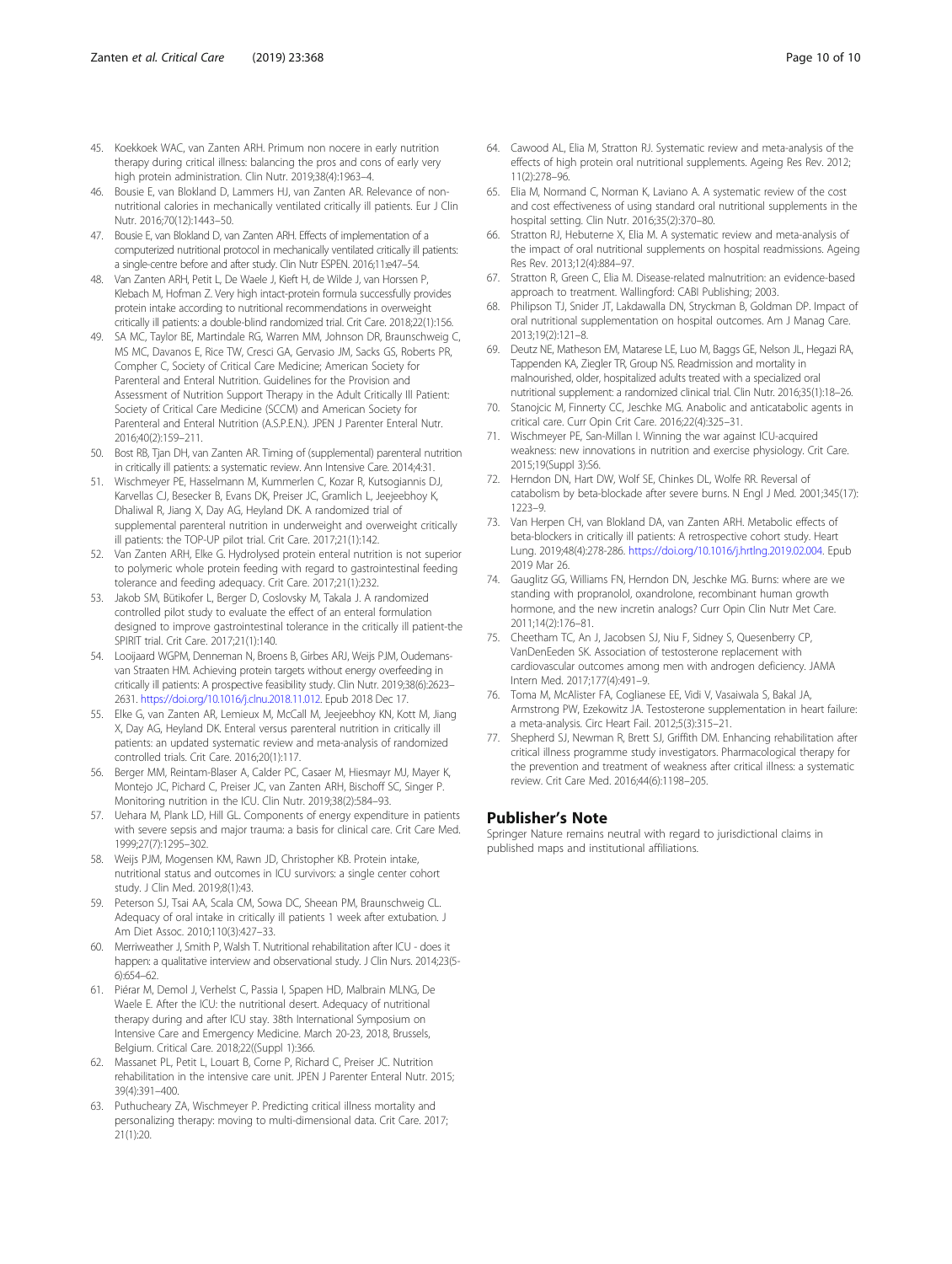45. Koekkoek WAC, van Zanten ARH. Primum non nocere in early nutrition therapy during critical illness: balancing the pros and cons of early very high protein administration. Clin Nutr. 2019;38(4):1963–4.
46. Bousie E, van Blokland D, Lammers HJ, van Zanten AR. Relevance of non-nutritional calories in mechanically ventilated critically ill patients. Eur J Clin Nutr. 2016;70(12):1443–50.
47. Bousie E, van Blokland D, van Zanten ARH. Effects of implementation of a computerized nutritional protocol in mechanically ventilated critically ill patients: a single-centre before and after study. Clin Nutr ESPEN. 2016;11:e47–54.
48. Van Zanten ARH, Petit L, De Waele J, Kieft H, de Wilde J, van Horssen P, Klebach M, Hofman Z. Very high intact-protein formula successfully provides protein intake according to nutritional recommendations in overweight critically ill patients: a double-blind randomized trial. Crit Care. 2018;22(1):156.
49. SA MC, Taylor BE, Martindale RG, Warren MM, Johnson DR, Braunschweig C, MS MC, Davanos E, Rice TW, Cresci GA, Gervasio JM, Sacks GS, Roberts PR, Compher C, Society of Critical Care Medicine; American Society for Parenteral and Enteral Nutrition. Guidelines for the Provision and Assessment of Nutrition Support Therapy in the Adult Critically Ill Patient: Society of Critical Care Medicine (SCCM) and American Society for Parenteral and Enteral Nutrition (A.S.P.E.N.). JPEN J Parenter Enteral Nutr. 2016;40(2):159–211.
50. Bost RB, Tjan DH, van Zanten AR. Timing of (supplemental) parenteral nutrition in critically ill patients: a systematic review. Ann Intensive Care. 2014;4:31.
51. Wischmeyer PE, Hasselmann M, Kummerlen C, Kozar R, Kutsogiannis DJ, Karvellas CJ, Besecker B, Evans DK, Preiser JC, Gramlich L, Jeejeebhoy K, Dhaliwal R, Jiang X, Day AG, Heyland DK. A randomized trial of supplemental parenteral nutrition in underweight and overweight critically ill patients: the TOP-UP pilot trial. Crit Care. 2017;21(1):142.
52. Van Zanten ARH, Elke G. Hydrolysed protein enteral nutrition is not superior to polymeric whole protein feeding with regard to gastrointestinal feeding tolerance and feeding adequacy. Crit Care. 2017;21(1):232.
53. Jakob SM, Bütikofer L, Berger D, Coslovsky M, Takala J. A randomized controlled pilot study to evaluate the effect of an enteral formulation designed to improve gastrointestinal tolerance in the critically ill patient-the SPIRIT trial. Crit Care. 2017;21(1):140.
54. Looijaard WGPM, Denneman N, Broens B, Girbes ARJ, Weijs PJM, Oudemans-van Straaten HM. Achieving protein targets without energy overfeeding in critically ill patients: A prospective feasibility study. Clin Nutr. 2019;38(6):2623–2631. https://doi.org/10.1016/j.clnu.2018.11.012. Epub 2018 Dec 17.
55. Elke G, van Zanten AR, Lemieux M, McCall M, Jeejeebhoy KN, Kott M, Jiang X, Day AG, Heyland DK. Enteral versus parenteral nutrition in critically ill patients: an updated systematic review and meta-analysis of randomized controlled trials. Crit Care. 2016;20(1):117.
56. Berger MM, Reintam-Blaser A, Calder PC, Casaer M, Hiesmayr MJ, Mayer K, Montejo JC, Pichard C, Preiser JC, van Zanten ARH, Bischoff SC, Singer P. Monitoring nutrition in the ICU. Clin Nutr. 2019;38(2):584–93.
57. Uehara M, Plank LD, Hill GL. Components of energy expenditure in patients with severe sepsis and major trauma: a basis for clinical care. Crit Care Med. 1999;27(7):1295–302.
58. Weijs PJM, Mogensen KM, Rawn JD, Christopher KB. Protein intake, nutritional status and outcomes in ICU survivors: a single center cohort study. J Clin Med. 2019;8(1):43.
59. Peterson SJ, Tsai AA, Scala CM, Sowa DC, Sheean PM, Braunschweig CL. Adequacy of oral intake in critically ill patients 1 week after extubation. J Am Diet Assoc. 2010;110(3):427–33.
60. Merriweather J, Smith P, Walsh T. Nutritional rehabilitation after ICU - does it happen: a qualitative interview and observational study. J Clin Nurs. 2014;23(5-6):654–62.
61. Piérar M, Demol J, Verhelst C, Passia I, Spapen HD, Malbrain MLNG, De Waele E. After the ICU: the nutritional desert. Adequacy of nutritional therapy during and after ICU stay. 38th International Symposium on Intensive Care and Emergency Medicine. March 20-23, 2018, Brussels, Belgium. Critical Care. 2018;22((Suppl 1):366.
62. Massanet PL, Petit L, Louart B, Corne P, Richard C, Preiser JC. Nutrition rehabilitation in the intensive care unit. JPEN J Parenter Enteral Nutr. 2015; 39(4):391–400.
63. Puthucheary ZA, Wischmeyer P. Predicting critical illness mortality and personalizing therapy: moving to multi-dimensional data. Crit Care. 2017; 21(1):20.
64. Cawood AL, Elia M, Stratton RJ. Systematic review and meta-analysis of the effects of high protein oral nutritional supplements. Ageing Res Rev. 2012; 11(2):278–96.
65. Elia M, Normand C, Norman K, Laviano A. A systematic review of the cost and cost effectiveness of using standard oral nutritional supplements in the hospital setting. Clin Nutr. 2016;35(2):370–80.
66. Stratton RJ, Hebuterne X, Elia M. A systematic review and meta-analysis of the impact of oral nutritional supplements on hospital readmissions. Ageing Res Rev. 2013;12(4):884–97.
67. Stratton R, Green C, Elia M. Disease-related malnutrition: an evidence-based approach to treatment. Wallingford: CABI Publishing; 2003.
68. Philipson TJ, Snider JT, Lakdawalla DN, Stryckman B, Goldman DP. Impact of oral nutritional supplementation on hospital outcomes. Am J Manag Care. 2013;19(2):121–8.
69. Deutz NE, Matheson EM, Matarese LE, Luo M, Baggs GE, Nelson JL, Hegazi RA, Tappenden KA, Ziegler TR, Group NS. Readmission and mortality in malnourished, older, hospitalized adults treated with a specialized oral nutritional supplement: a randomized clinical trial. Clin Nutr. 2016;35(1):18–26.
70. Stanojcic M, Finnerty CC, Jeschke MG. Anabolic and anticatabolic agents in critical care. Curr Opin Crit Care. 2016;22(4):325–31.
71. Wischmeyer PE, San-Millan I. Winning the war against ICU-acquired weakness: new innovations in nutrition and exercise physiology. Crit Care. 2015;19(Suppl 3):S6.
72. Herndon DN, Hart DW, Wolf SE, Chinkes DL, Wolfe RR. Reversal of catabolism by beta-blockade after severe burns. N Engl J Med. 2001;345(17): 1223–9.
73. Van Herpen CH, van Blokland DA, van Zanten ARH. Metabolic effects of beta-blockers in critically ill patients: A retrospective cohort study. Heart Lung. 2019;48(4):278-286. https://doi.org/10.1016/j.hrtlng.2019.02.004. Epub 2019 Mar 26.
74. Gauglitz GG, Williams FN, Herndon DN, Jeschke MG. Burns: where are we standing with propranolol, oxandrolone, recombinant human growth hormone, and the new incretin analogs? Curr Opin Clin Nutr Met Care. 2011;14(2):176–81.
75. Cheetham TC, An J, Jacobsen SJ, Niu F, Sidney S, Quesenberry CP, VanDenEeden SK. Association of testosterone replacement with cardiovascular outcomes among men with androgen deficiency. JAMA Intern Med. 2017;177(4):491–9.
76. Toma M, McAlister FA, Coglianese EE, Vidi V, Vasaiwala S, Bakal JA, Armstrong PW, Ezekowitz JA. Testosterone supplementation in heart failure: a meta-analysis. Circ Heart Fail. 2012;5(3):315–21.
77. Shepherd SJ, Newman R, Brett SJ, Griffith DM. Enhancing rehabilitation after critical illness programme study investigators. Pharmacological therapy for the prevention and treatment of weakness after critical illness: a systematic review. Crit Care Med. 2016;44(6):1198–205.

## Publisher's Note

Springer Nature remains neutral with regard to jurisdictional claims in published maps and institutional affiliations.